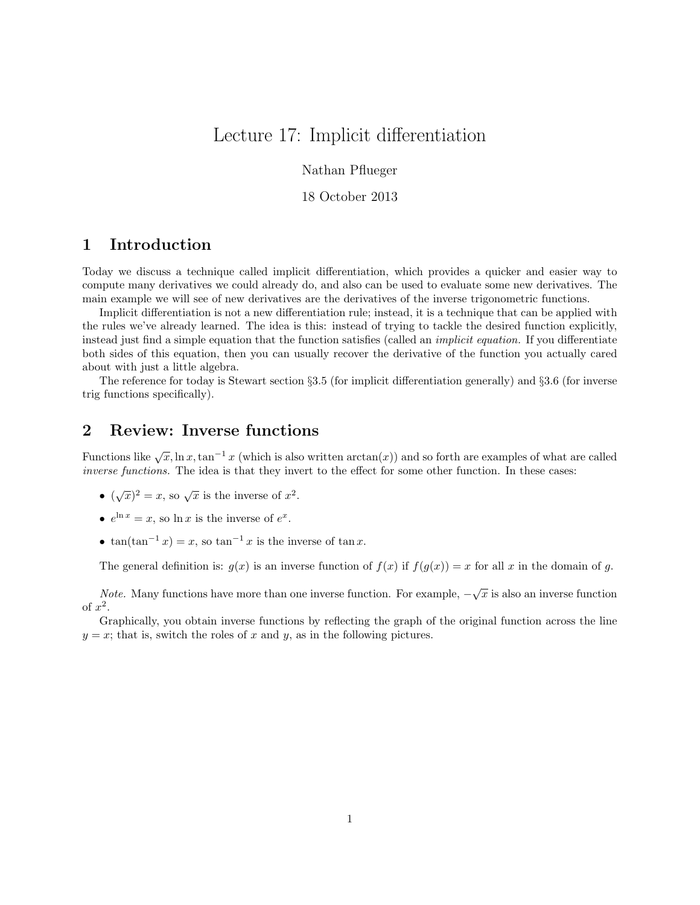# Lecture 17: Implicit differentiation

Nathan Pflueger

18 October 2013

## 1 Introduction

Today we discuss a technique called implicit differentiation, which provides a quicker and easier way to compute many derivatives we could already do, and also can be used to evaluate some new derivatives. The main example we will see of new derivatives are the derivatives of the inverse trigonometric functions.

Implicit differentiation is not a new differentiation rule; instead, it is a technique that can be applied with the rules we've already learned. The idea is this: instead of trying to tackle the desired function explicitly, instead just find a simple equation that the function satisfies (called an *implicit equation.* If you differentiate both sides of this equation, then you can usually recover the derivative of the function you actually cared about with just a little algebra.

The reference for today is Stewart section §3.5 (for implicit differentiation generally) and §3.6 (for inverse trig functions specifically).

## 2 Review: Inverse functions

Functions like $\sqrt{x}, \ln x, \tan^{-1} x$ (which is also written $\arctan(x)$) and so forth are examples of what are called *inverse functions.* The idea is that they invert to the effect for some other function. In these cases:

- $(\sqrt{x})^2 = x$, so $\sqrt{x}$ is the inverse of $x^2$.
- $e^{\ln x} = x$, so $\ln x$ is the inverse of $e^x$.
- $\tan(\tan^{-1} x) = x$, so $\tan^{-1} x$ is the inverse of $\tan x$.

The general definition is: $g(x)$ is an inverse function of $f(x)$ if $f(g(x)) = x$ for all $x$ in the domain of $g$.

*Note.* Many functions have more than one inverse function. For example, $-\sqrt{x}$ is also an inverse function of $x^2$.

Graphically, you obtain inverse functions by reflecting the graph of the original function across the line $y = x$; that is, switch the roles of $x$ and $y$, as in the following pictures.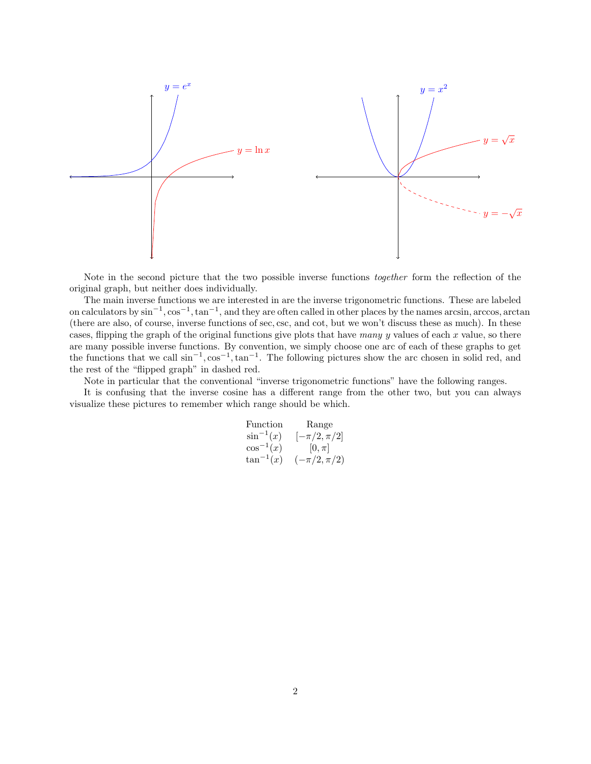Note in the second picture that the two possible inverse functions *together* form the reflection of the original graph, but neither does individually.

The main inverse functions we are interested in are the inverse trigonometric functions. These are labeled on calculators by $\sin^{-1}, \cos^{-1}, \tan^{-1}$, and they are often called in other places by the names arcsin, arccos, arctan (there are also, of course, inverse functions of sec, csc, and cot, but we won't discuss these as much). In these cases, flipping the graph of the original functions give plots that have *many* $y$ values of each $x$ value, so there are many possible inverse functions. By convention, we simply choose one arc of each of these graphs to get the functions that we call $\sin^{-1}, \cos^{-1}, \tan^{-1}$. The following pictures show the arc chosen in solid red, and the rest of the "flipped graph" in dashed red.

Note in particular that the conventional "inverse trigonometric functions" have the following ranges.

It is confusing that the inverse cosine has a different range from the other two, but you can always visualize these pictures to remember which range should be which.

| Function | Range |
| --- | --- |
| $\sin^{-1}(x)$ | $[-\pi/2, \pi/2]$ |
| $\cos^{-1}(x)$ | $[0, \pi]$ |
| $\tan^{-1}(x)$ | $(-\pi/2, \pi/2)$ |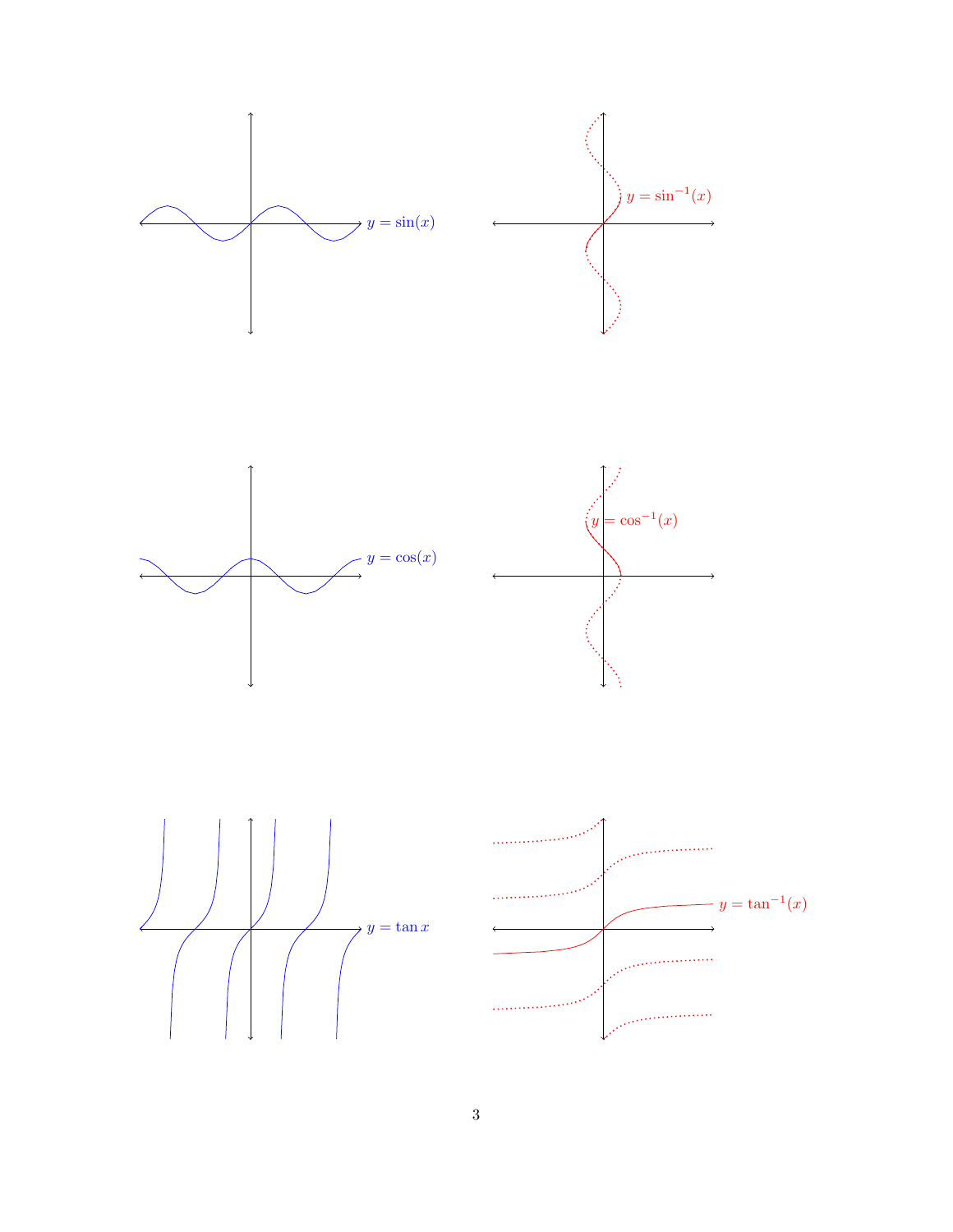$y = \sin(x)$

$y = \sin^{-1}(x)$

$y = \cos(x)$

$y = \cos^{-1}(x)$

$y = \tan x$

$y = \tan^{-1}(x)$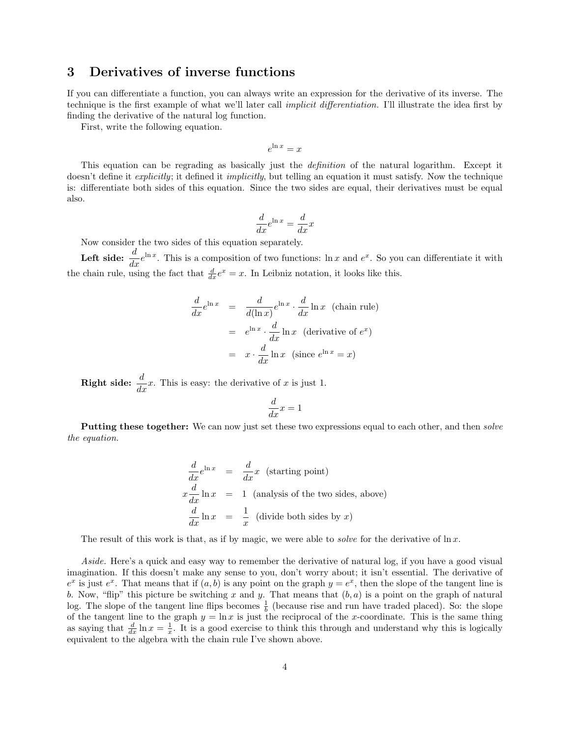## 3 Derivatives of inverse functions

If you can differentiate a function, you can always write an expression for the derivative of its inverse. The technique is the first example of what we'll later call *implicit differentiation.* I'll illustrate the idea first by finding the derivative of the natural log function.

First, write the following equation.

$$e^{\ln x} = x$$

This equation can be regrading as basically just the *definition* of the natural logarithm. Except it doesn't define it *explicitly*; it defined it *implicitly*, but telling an equation it must satisfy. Now the technique is: differentiate both sides of this equation. Since the two sides are equal, their derivatives must be equal also.

$$\frac{d}{dx}e^{\ln x} = \frac{d}{dx}x$$

Now consider the two sides of this equation separately.

**Left side:** $\dfrac{d}{dx}e^{\ln x}$. This is a composition of two functions: $\ln x$ and $e^x$. So you can differentiate it with the chain rule, using the fact that $\frac{d}{dx}e^x = x$. In Leibniz notation, it looks like this.

$$\begin{aligned}
\frac{d}{dx}e^{\ln x} &= \frac{d}{d(\ln x)}e^{\ln x} \cdot \frac{d}{dx}\ln x \quad \text{(chain rule)} \\
&= e^{\ln x} \cdot \frac{d}{dx}\ln x \quad \text{(derivative of } e^x\text{)} \\
&= x \cdot \frac{d}{dx}\ln x \quad \text{(since } e^{\ln x} = x\text{)}
\end{aligned}$$

**Right side:** $\dfrac{d}{dx}x$. This is easy: the derivative of $x$ is just 1.

$$\frac{d}{dx}x = 1$$

**Putting these together:** We can now just set these two expressions equal to each other, and then *solve the equation.*

$$\begin{aligned}
\frac{d}{dx}e^{\ln x} &= \frac{d}{dx}x \quad \text{(starting point)} \\
x\frac{d}{dx}\ln x &= 1 \quad \text{(analysis of the two sides, above)} \\
\frac{d}{dx}\ln x &= \frac{1}{x} \quad \text{(divide both sides by } x\text{)}
\end{aligned}$$

The result of this work is that, as if by magic, we were able to *solve* for the derivative of $\ln x$.

*Aside.* Here's a quick and easy way to remember the derivative of natural log, if you have a good visual imagination. If this doesn't make any sense to you, don't worry about; it isn't essential. The derivative of $e^x$ is just $e^x$. That means that if $(a, b)$ is any point on the graph $y = e^x$, then the slope of the tangent line is $b$. Now, "flip" this picture be switching $x$ and $y$. That means that $(b, a)$ is a point on the graph of natural log. The slope of the tangent line flips becomes $\frac{1}{b}$ (because rise and run have traded placed). So: the slope of the tangent line to the graph $y = \ln x$ is just the reciprocal of the $x$-coordinate. This is the same thing as saying that $\frac{d}{dx}\ln x = \frac{1}{x}$. It is a good exercise to think this through and understand why this is logically equivalent to the algebra with the chain rule I've shown above.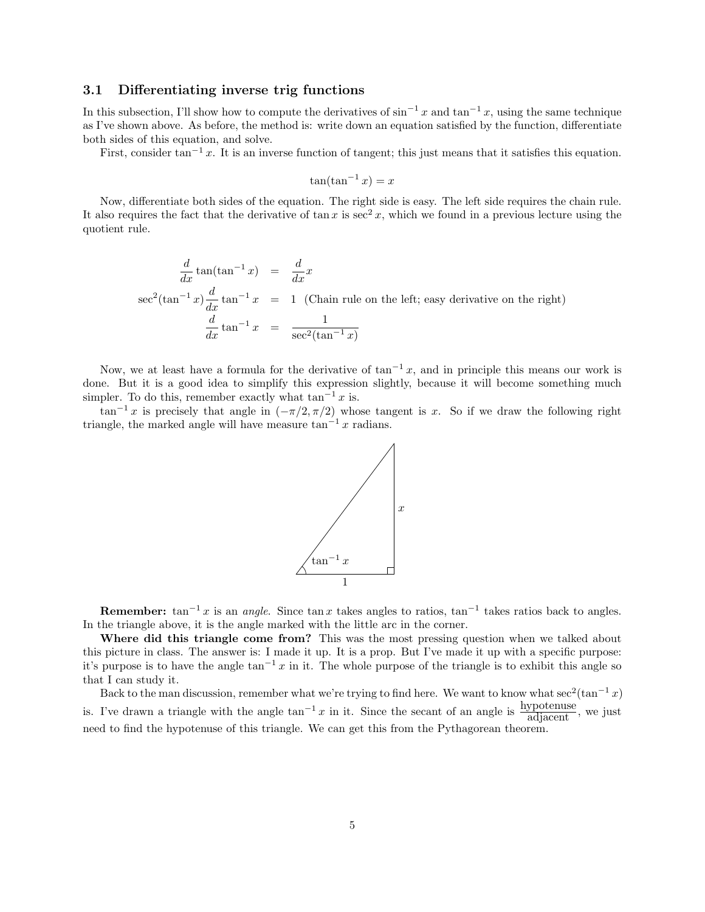### 3.1 Differentiating inverse trig functions

In this subsection, I'll show how to compute the derivatives of $\sin^{-1} x$ and $\tan^{-1} x$, using the same technique as I've shown above. As before, the method is: write down an equation satisfied by the function, differentiate both sides of this equation, and solve.

First, consider $\tan^{-1} x$. It is an inverse function of tangent; this just means that it satisfies this equation.

$$\tan(\tan^{-1} x) = x$$

Now, differentiate both sides of the equation. The right side is easy. The left side requires the chain rule. It also requires the fact that the derivative of $\tan x$ is $\sec^2 x$, which we found in a previous lecture using the quotient rule.

$$\begin{aligned}
\frac{d}{dx}\tan(\tan^{-1} x) &= \frac{d}{dx}x \\
\sec^2(\tan^{-1} x)\frac{d}{dx}\tan^{-1} x &= 1 \quad \text{(Chain rule on the left; easy derivative on the right)} \\
\frac{d}{dx}\tan^{-1} x &= \frac{1}{\sec^2(\tan^{-1} x)}
\end{aligned}$$

Now, we at least have a formula for the derivative of $\tan^{-1} x$, and in principle this means our work is done. But it is a good idea to simplify this expression slightly, because it will become something much simpler. To do this, remember exactly what $\tan^{-1} x$ is.

$\tan^{-1} x$ is precisely that angle in $(-\pi/2, \pi/2)$ whose tangent is $x$. So if we draw the following right triangle, the marked angle will have measure $\tan^{-1} x$ radians.

**Remember:** $\tan^{-1} x$ is an *angle*. Since $\tan x$ takes angles to ratios, $\tan^{-1}$ takes ratios back to angles. In the triangle above, it is the angle marked with the little arc in the corner.

**Where did this triangle come from?** This was the most pressing question when we talked about this picture in class. The answer is: I made it up. It is a prop. But I've made it up with a specific purpose: it's purpose is to have the angle $\tan^{-1} x$ in it. The whole purpose of the triangle is to exhibit this angle so that I can study it.

Back to the man discussion, remember what we're trying to find here. We want to know what $\sec^2(\tan^{-1} x)$ is. I've drawn a triangle with the angle $\tan^{-1} x$ in it. Since the secant of an angle is $\frac{\text{hypotenuse}}{\text{adjacent}}$, we just need to find the hypotenuse of this triangle. We can get this from the Pythagorean theorem.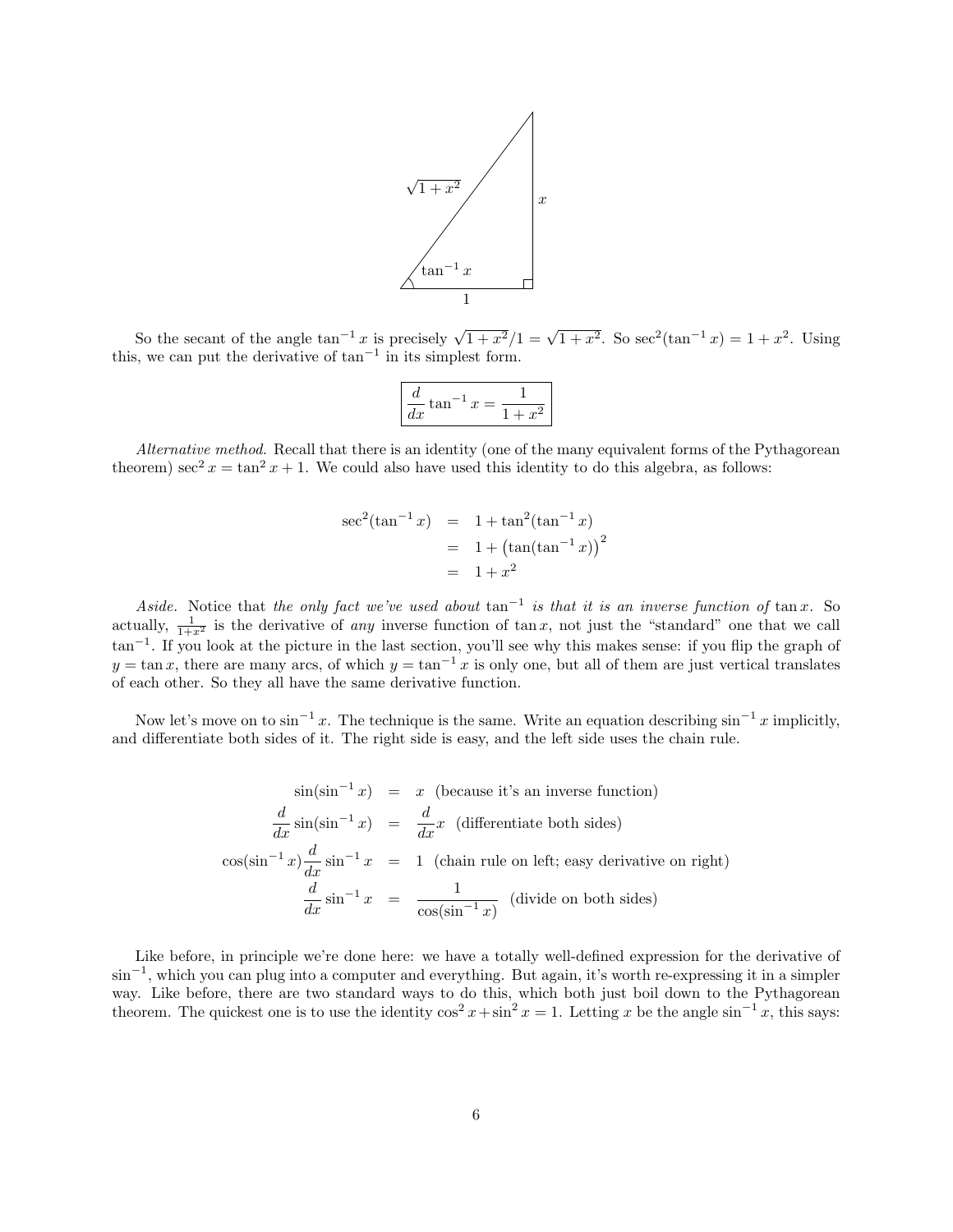So the secant of the angle $\tan^{-1} x$ is precisely $\sqrt{1+x^2}/1 = \sqrt{1+x^2}$. So $\sec^2(\tan^{-1} x) = 1 + x^2$. Using this, we can put the derivative of $\tan^{-1}$ in its simplest form.

$$\boxed{\frac{d}{dx} \tan^{-1} x = \frac{1}{1+x^2}}$$

*Alternative method.* Recall that there is an identity (one of the many equivalent forms of the Pythagorean theorem) $\sec^2 x = \tan^2 x + 1$. We could also have used this identity to do this algebra, as follows:

$$\begin{aligned}
\sec^2(\tan^{-1} x) &= 1 + \tan^2(\tan^{-1} x) \\
&= 1 + \left(\tan(\tan^{-1} x)\right)^2 \\
&= 1 + x^2
\end{aligned}$$

*Aside.* Notice that *the only fact we've used about* $\tan^{-1}$ *is that it is an inverse function of* $\tan x$. So actually, $\frac{1}{1+x^2}$ is the derivative of *any* inverse function of $\tan x$, not just the "standard" one that we call $\tan^{-1}$. If you look at the picture in the last section, you'll see why this makes sense: if you flip the graph of $y = \tan x$, there are many arcs, of which $y = \tan^{-1} x$ is only one, but all of them are just vertical translates of each other. So they all have the same derivative function.

Now let's move on to $\sin^{-1} x$. The technique is the same. Write an equation describing $\sin^{-1} x$ implicitly, and differentiate both sides of it. The right side is easy, and the left side uses the chain rule.

$$\begin{aligned}
\sin(\sin^{-1} x) &= x \quad \text{(because it's an inverse function)} \\
\frac{d}{dx} \sin(\sin^{-1} x) &= \frac{d}{dx} x \quad \text{(differentiate both sides)} \\
\cos(\sin^{-1} x) \frac{d}{dx} \sin^{-1} x &= 1 \quad \text{(chain rule on left; easy derivative on right)} \\
\frac{d}{dx} \sin^{-1} x &= \frac{1}{\cos(\sin^{-1} x)} \quad \text{(divide on both sides)}
\end{aligned}$$

Like before, in principle we're done here: we have a totally well-defined expression for the derivative of $\sin^{-1}$, which you can plug into a computer and everything. But again, it's worth re-expressing it in a simpler way. Like before, there are two standard ways to do this, which both just boil down to the Pythagorean theorem. The quickest one is to use the identity $\cos^2 x + \sin^2 x = 1$. Letting $x$ be the angle $\sin^{-1} x$, this says: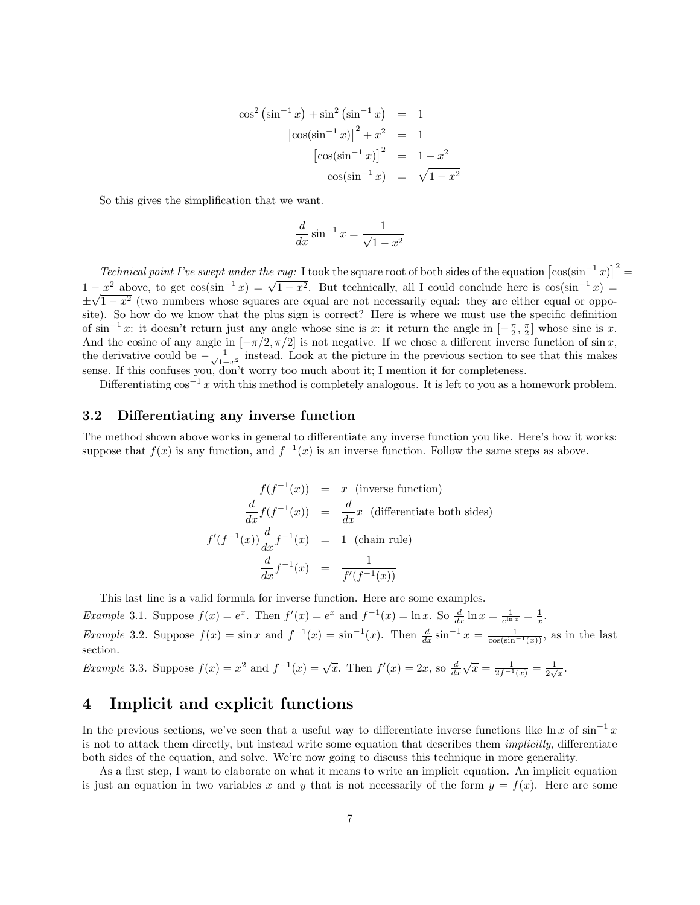$$
\begin{aligned}
\cos^2\left(\sin^{-1} x\right) + \sin^2\left(\sin^{-1} x\right) &= 1 \\
\left[\cos(\sin^{-1} x)\right]^2 + x^2 &= 1 \\
\left[\cos(\sin^{-1} x)\right]^2 &= 1 - x^2 \\
\cos(\sin^{-1} x) &= \sqrt{1 - x^2}
\end{aligned}
$$

So this gives the simplification that we want.

$$
\boxed{\frac{d}{dx}\sin^{-1} x = \frac{1}{\sqrt{1-x^2}}}
$$

*Technical point I've swept under the rug:* I took the square root of both sides of the equation $\left[\cos(\sin^{-1} x)\right]^2 = 1 - x^2$ above, to get $\cos(\sin^{-1} x) = \sqrt{1-x^2}$. But technically, all I could conclude here is $\cos(\sin^{-1} x) = \pm\sqrt{1-x^2}$ (two numbers whose squares are equal are not necessarily equal: they are either equal or opposite). So how do we know that the plus sign is correct? Here is where we must use the specific definition of $\sin^{-1} x$: it doesn't return just any angle whose sine is $x$: it return the angle in $[-\frac{\pi}{2}, \frac{\pi}{2}]$ whose sine is $x$. And the cosine of any angle in $[-\pi/2, \pi/2]$ is not negative. If we chose a different inverse function of $\sin x$, the derivative could be $-\frac{1}{\sqrt{1-x^2}}$ instead. Look at the picture in the previous section to see that this makes sense. If this confuses you, don't worry too much about it; I mention it for completeness.

Differentiating $\cos^{-1} x$ with this method is completely analogous. It is left to you as a homework problem.

### 3.2 Differentiating any inverse function

The method shown above works in general to differentiate any inverse function you like. Here's how it works: suppose that $f(x)$ is any function, and $f^{-1}(x)$ is an inverse function. Follow the same steps as above.

$$
\begin{aligned}
f(f^{-1}(x)) &= x \quad \text{(inverse function)} \\
\frac{d}{dx} f(f^{-1}(x)) &= \frac{d}{dx} x \quad \text{(differentiate both sides)} \\
f'(f^{-1}(x)) \frac{d}{dx} f^{-1}(x) &= 1 \quad \text{(chain rule)} \\
\frac{d}{dx} f^{-1}(x) &= \frac{1}{f'(f^{-1}(x))}
\end{aligned}
$$

This last line is a valid formula for inverse function. Here are some examples.

*Example* 3.1. Suppose $f(x) = e^x$. Then $f'(x) = e^x$ and $f^{-1}(x) = \ln x$. So $\frac{d}{dx} \ln x = \frac{1}{e^{\ln x}} = \frac{1}{x}$.

*Example* 3.2. Suppose $f(x) = \sin x$ and $f^{-1}(x) = \sin^{-1}(x)$. Then $\frac{d}{dx} \sin^{-1} x = \frac{1}{\cos(\sin^{-1}(x))}$, as in the last section.

*Example* 3.3. Suppose $f(x) = x^2$ and $f^{-1}(x) = \sqrt{x}$. Then $f'(x) = 2x$, so $\frac{d}{dx}\sqrt{x} = \frac{1}{2f^{-1}(x)} = \frac{1}{2\sqrt{x}}$.

## 4 Implicit and explicit functions

In the previous sections, we've seen that a useful way to differentiate inverse functions like $\ln x$ of $\sin^{-1} x$ is not to attack them directly, but instead write some equation that describes them *implicitly*, differentiate both sides of the equation, and solve. We're now going to discuss this technique in more generality.

As a first step, I want to elaborate on what it means to write an implicit equation. An implicit equation is just an equation in two variables $x$ and $y$ that is not necessarily of the form $y = f(x)$. Here are some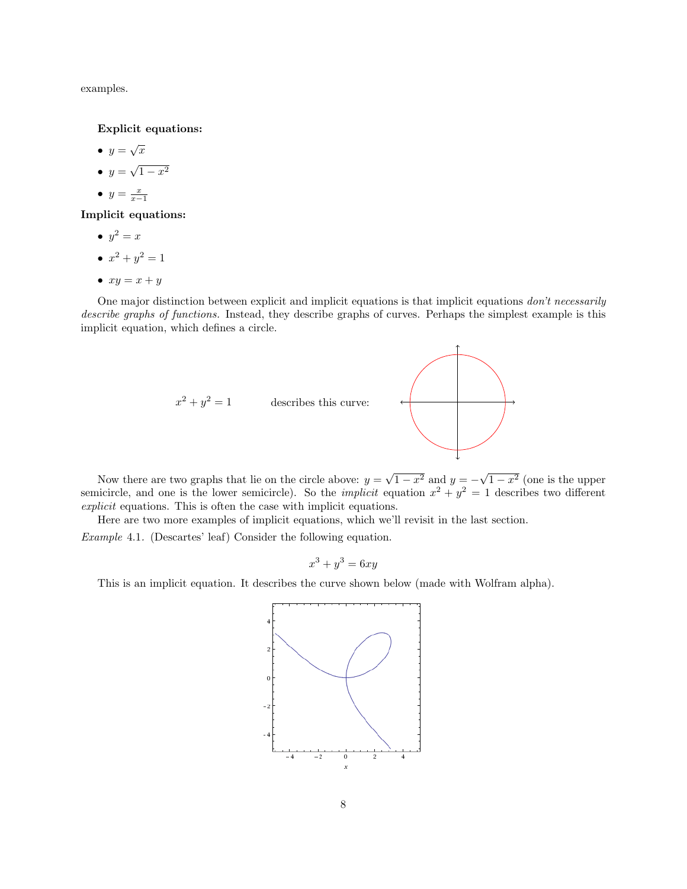examples.

**Explicit equations:**

- $y = \sqrt{x}$
- $y = \sqrt{1 - x^2}$
- $y = \frac{x}{x-1}$

**Implicit equations:**

- $y^2 = x$
- $x^2 + y^2 = 1$
- $xy = x + y$

One major distinction between explicit and implicit equations is that implicit equations *don't necessarily describe graphs of functions.* Instead, they describe graphs of curves. Perhaps the simplest example is this implicit equation, which defines a circle.

$x^2 + y^2 = 1$ describes this curve:

Now there are two graphs that lie on the circle above: $y = \sqrt{1 - x^2}$ and $y = -\sqrt{1 - x^2}$ (one is the upper semicircle, and one is the lower semicircle). So the *implicit* equation $x^2 + y^2 = 1$ describes two different *explicit* equations. This is often the case with implicit equations.

Here are two more examples of implicit equations, which we'll revisit in the last section.

*Example* 4.1. (Descartes' leaf) Consider the following equation.

$$x^3 + y^3 = 6xy$$

This is an implicit equation. It describes the curve shown below (made with Wolfram alpha).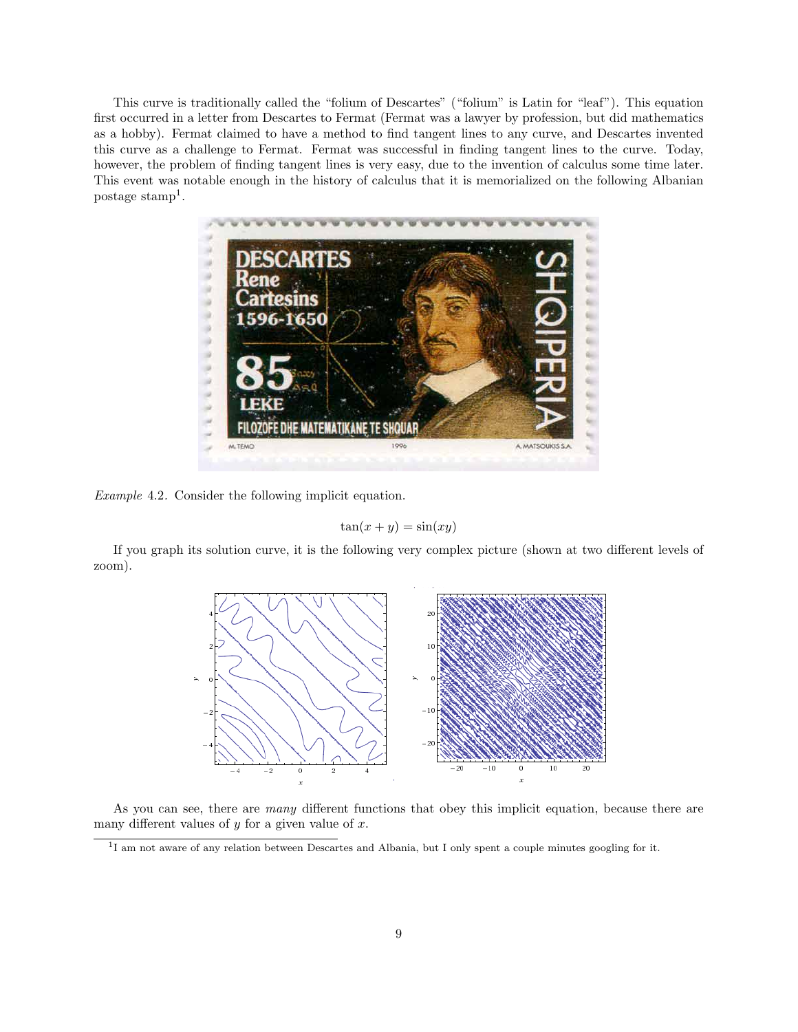This curve is traditionally called the "folium of Descartes" ("folium" is Latin for "leaf"). This equation first occurred in a letter from Descartes to Fermat (Fermat was a lawyer by profession, but did mathematics as a hobby). Fermat claimed to have a method to find tangent lines to any curve, and Descartes invented this curve as a challenge to Fermat. Fermat was successful in finding tangent lines to the curve. Today, however, the problem of finding tangent lines is very easy, due to the invention of calculus some time later. This event was notable enough in the history of calculus that it is memorialized on the following Albanian postage stamp[1].

*Example* 4.2. Consider the following implicit equation.

$$\tan(x + y) = \sin(xy)$$

If you graph its solution curve, it is the following very complex picture (shown at two different levels of zoom).

As you can see, there are *many* different functions that obey this implicit equation, because there are many different values of $y$ for a given value of $x$.

[1] I am not aware of any relation between Descartes and Albania, but I only spent a couple minutes googling for it.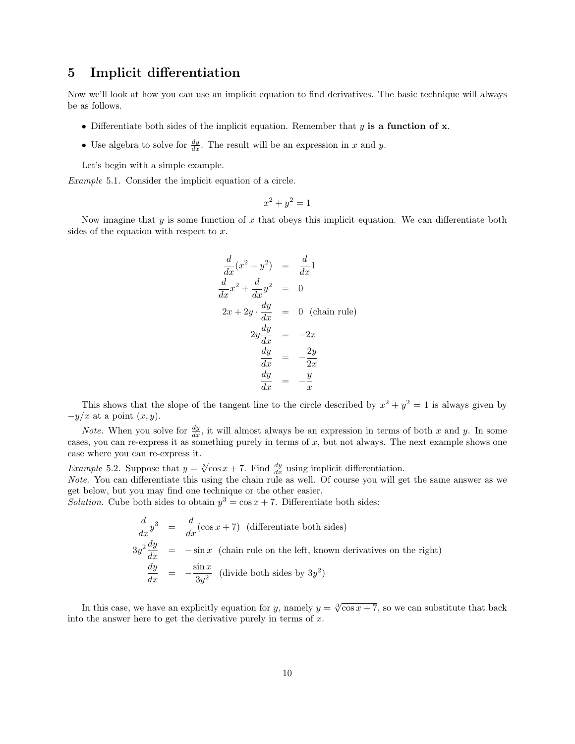## 5 Implicit differentiation

Now we'll look at how you can use an implicit equation to find derivatives. The basic technique will always be as follows.

- Differentiate both sides of the implicit equation. Remember that $y$ **is a function of x**.
- Use algebra to solve for $\frac{dy}{dx}$. The result will be an expression in $x$ and $y$.

Let's begin with a simple example.

*Example* 5.1. Consider the implicit equation of a circle.

$$x^2 + y^2 = 1$$

Now imagine that $y$ is some function of $x$ that obeys this implicit equation. We can differentiate both sides of the equation with respect to $x$.

$$\begin{aligned}
\frac{d}{dx}(x^2 + y^2) &= \frac{d}{dx}1 \\
\frac{d}{dx}x^2 + \frac{d}{dx}y^2 &= 0 \\
2x + 2y \cdot \frac{dy}{dx} &= 0 \quad \text{(chain rule)} \\
2y\frac{dy}{dx} &= -2x \\
\frac{dy}{dx} &= -\frac{2y}{2x} \\
\frac{dy}{dx} &= -\frac{y}{x}
\end{aligned}$$

This shows that the slope of the tangent line to the circle described by $x^2 + y^2 = 1$ is always given by $-y/x$ at a point $(x, y)$.

*Note.* When you solve for $\frac{dy}{dx}$, it will almost always be an expression in terms of both $x$ and $y$. In some cases, you can re-express it as something purely in terms of $x$, but not always. The next example shows one case where you can re-express it.

*Example* 5.2. Suppose that $y = \sqrt[3]{\cos x + 7}$. Find $\frac{dy}{dx}$ using implicit differentiation.
*Note.* You can differentiate this using the chain rule as well. Of course you will get the same answer as we get below, but you may find one technique or the other easier.
*Solution.* Cube both sides to obtain $y^3 = \cos x + 7$. Differentiate both sides:

$$\begin{aligned}
\frac{d}{dx}y^3 &= \frac{d}{dx}(\cos x + 7) \quad \text{(differentiate both sides)} \\
3y^2\frac{dy}{dx} &= -\sin x \quad \text{(chain rule on the left, known derivatives on the right)} \\
\frac{dy}{dx} &= -\frac{\sin x}{3y^2} \quad \text{(divide both sides by } 3y^2\text{)}
\end{aligned}$$

In this case, we have an explicitly equation for $y$, namely $y = \sqrt[3]{\cos x + 7}$, so we can substitute that back into the answer here to get the derivative purely in terms of $x$.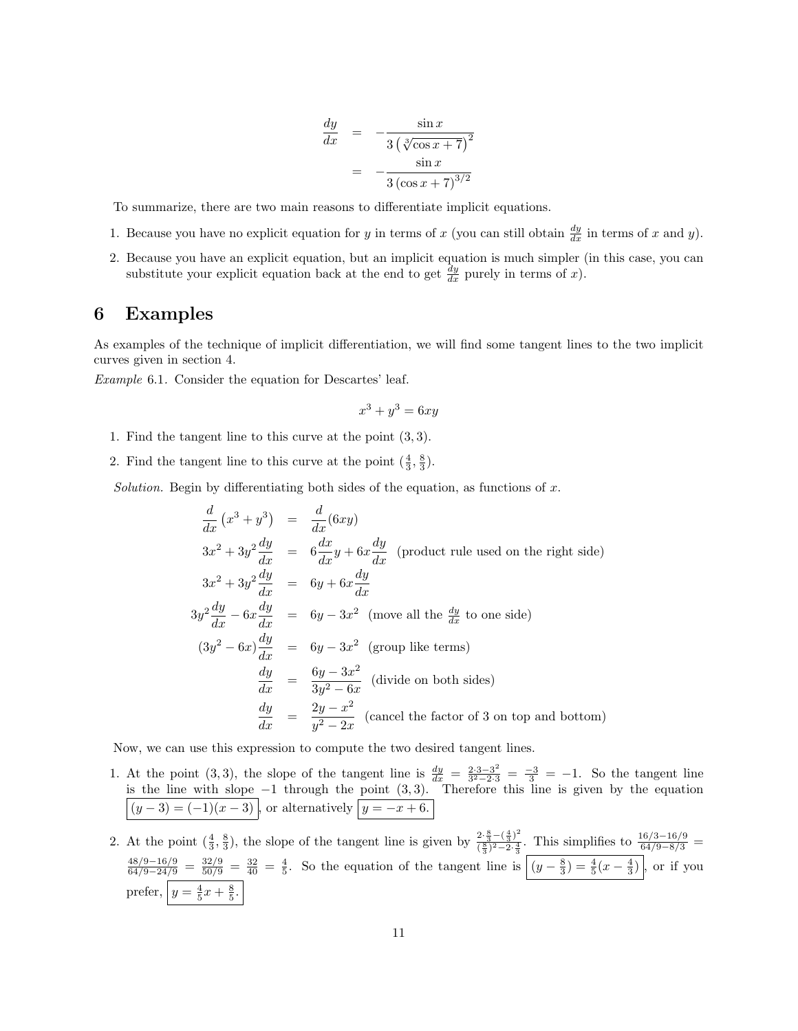$$\begin{aligned}\frac{dy}{dx} &= -\frac{\sin x}{3\left(\sqrt[3]{\cos x+7}\right)^2} \\ &= -\frac{\sin x}{3\left(\cos x+7\right)^{3/2}}\end{aligned}$$

To summarize, there are two main reasons to differentiate implicit equations.

1. Because you have no explicit equation for $y$ in terms of $x$ (you can still obtain $\frac{dy}{dx}$ in terms of $x$ and $y$).
2. Because you have an explicit equation, but an implicit equation is much simpler (in this case, you can substitute your explicit equation back at the end to get $\frac{dy}{dx}$ purely in terms of $x$).

## 6 Examples

As examples of the technique of implicit differentiation, we will find some tangent lines to the two implicit curves given in section 4.

*Example* 6.1. Consider the equation for Descartes' leaf.

$$x^3 + y^3 = 6xy$$

1. Find the tangent line to this curve at the point $(3, 3)$.
2. Find the tangent line to this curve at the point $(\frac{4}{3}, \frac{8}{3})$.

*Solution.* Begin by differentiating both sides of the equation, as functions of $x$.

$$\begin{aligned}
\frac{d}{dx}\left(x^3+y^3\right) &= \frac{d}{dx}(6xy) \\
3x^2 + 3y^2\frac{dy}{dx} &= 6\frac{dx}{dx}y + 6x\frac{dy}{dx} \quad \text{(product rule used on the right side)} \\
3x^2 + 3y^2\frac{dy}{dx} &= 6y + 6x\frac{dy}{dx} \\
3y^2\frac{dy}{dx} - 6x\frac{dy}{dx} &= 6y - 3x^2 \quad \text{(move all the } \tfrac{dy}{dx} \text{ to one side)} \\
(3y^2 - 6x)\frac{dy}{dx} &= 6y - 3x^2 \quad \text{(group like terms)} \\
\frac{dy}{dx} &= \frac{6y-3x^2}{3y^2-6x} \quad \text{(divide on both sides)} \\
\frac{dy}{dx} &= \frac{2y-x^2}{y^2-2x} \quad \text{(cancel the factor of 3 on top and bottom)}
\end{aligned}$$

Now, we can use this expression to compute the two desired tangent lines.

1. At the point $(3, 3)$, the slope of the tangent line is $\frac{dy}{dx} = \frac{2\cdot 3 - 3^2}{3^2 - 2\cdot 3} = \frac{-3}{3} = -1$. So the tangent line is the line with slope $-1$ through the point $(3, 3)$. Therefore this line is given by the equation $\boxed{(y-3) = (-1)(x-3)}$, or alternatively $\boxed{y = -x + 6.}$
2. At the point $(\frac{4}{3}, \frac{8}{3})$, the slope of the tangent line is given by $\frac{2\cdot\frac{8}{3} - (\frac{4}{3})^2}{(\frac{8}{3})^2 - 2\cdot\frac{4}{3}}$. This simplifies to $\frac{16/3 - 16/9}{64/9 - 8/3} = \frac{48/9 - 16/9}{64/9 - 24/9} = \frac{32/9}{50/9} = \frac{32}{40} = \frac{4}{5}$. So the equation of the tangent line is $\boxed{(y - \frac{8}{3}) = \frac{4}{5}(x - \frac{4}{3})}$, or if you prefer, $\boxed{y = \frac{4}{5}x + \frac{8}{5}.}$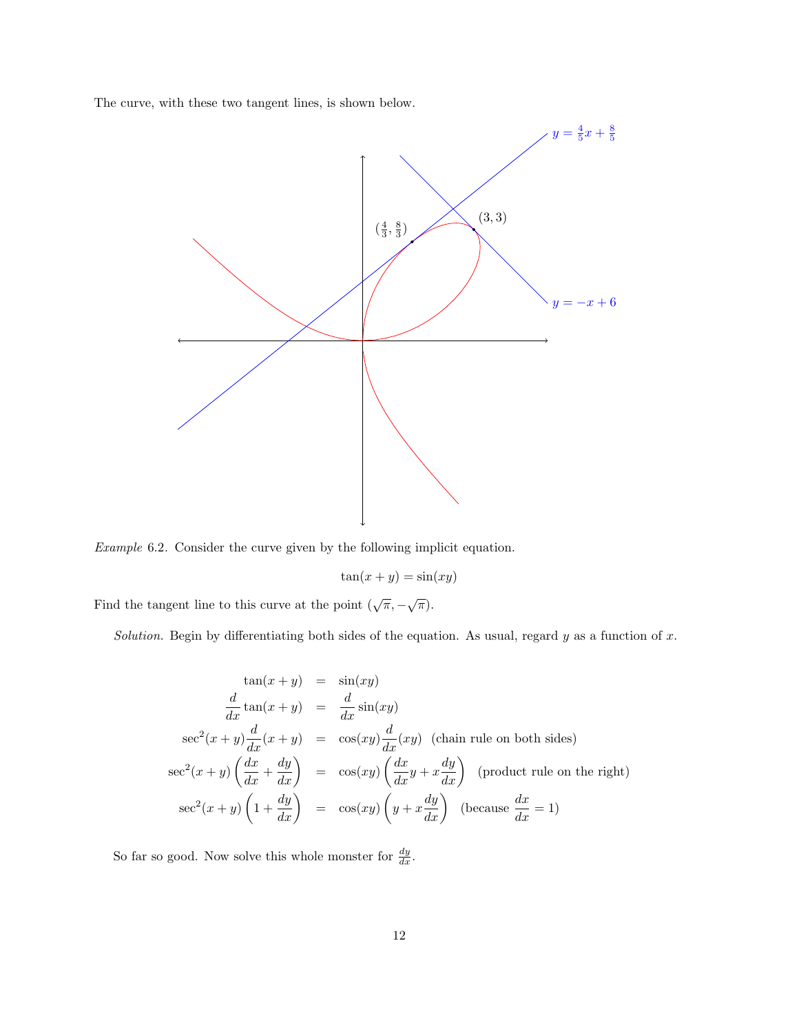The curve, with these two tangent lines, is shown below.

*Example* 6.2. Consider the curve given by the following implicit equation.

$$\tan(x+y) = \sin(xy)$$

Find the tangent line to this curve at the point $(\sqrt{\pi}, -\sqrt{\pi})$.

*Solution.* Begin by differentiating both sides of the equation. As usual, regard $y$ as a function of $x$.

$$\begin{aligned}
\tan(x+y) &= \sin(xy) \\
\frac{d}{dx}\tan(x+y) &= \frac{d}{dx}\sin(xy) \\
\sec^2(x+y)\frac{d}{dx}(x+y) &= \cos(xy)\frac{d}{dx}(xy) \quad \text{(chain rule on both sides)} \\
\sec^2(x+y)\left(\frac{dx}{dx} + \frac{dy}{dx}\right) &= \cos(xy)\left(\frac{dx}{dx}y + x\frac{dy}{dx}\right) \quad \text{(product rule on the right)} \\
\sec^2(x+y)\left(1 + \frac{dy}{dx}\right) &= \cos(xy)\left(y + x\frac{dy}{dx}\right) \quad \left(\text{because } \frac{dx}{dx} = 1\right)
\end{aligned}$$

So far so good. Now solve this whole monster for $\frac{dy}{dx}$.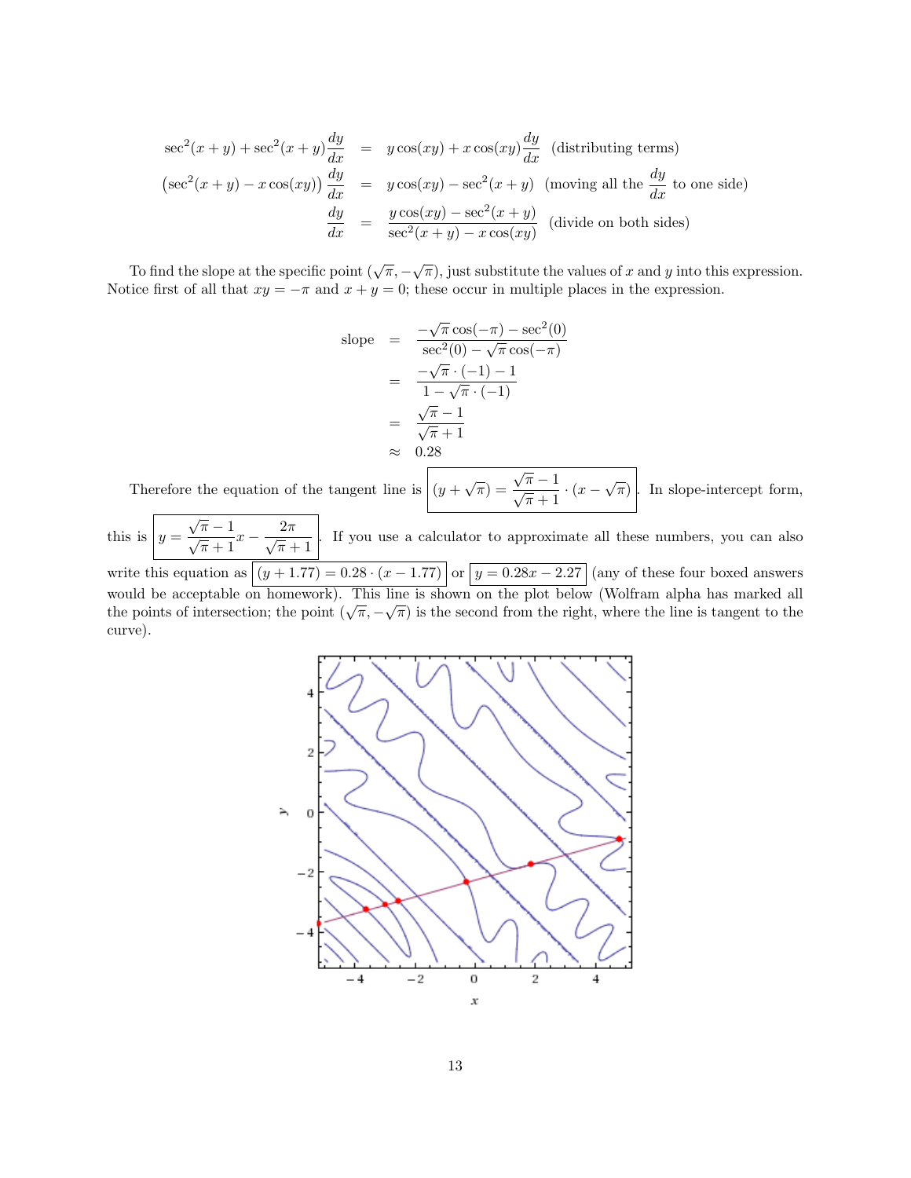$$
\begin{aligned}
\sec^2(x+y) + \sec^2(x+y)\frac{dy}{dx} &= y\cos(xy) + x\cos(xy)\frac{dy}{dx} \quad \text{(distributing terms)} \\
\left(\sec^2(x+y) - x\cos(xy)\right)\frac{dy}{dx} &= y\cos(xy) - \sec^2(x+y) \quad \text{(moving all the } \tfrac{dy}{dx} \text{ to one side)} \\
\frac{dy}{dx} &= \frac{y\cos(xy) - \sec^2(x+y)}{\sec^2(x+y) - x\cos(xy)} \quad \text{(divide on both sides)}
\end{aligned}
$$

To find the slope at the specific point $(\sqrt{\pi}, -\sqrt{\pi})$, just substitute the values of $x$ and $y$ into this expression. Notice first of all that $xy = -\pi$ and $x + y = 0$; these occur in multiple places in the expression.

$$
\begin{aligned}
\text{slope} &= \frac{-\sqrt{\pi}\cos(-\pi) - \sec^2(0)}{\sec^2(0) - \sqrt{\pi}\cos(-\pi)} \\
&= \frac{-\sqrt{\pi}\cdot(-1) - 1}{1 - \sqrt{\pi}\cdot(-1)} \\
&= \frac{\sqrt{\pi} - 1}{\sqrt{\pi} + 1} \\
&\approx 0.28
\end{aligned}
$$

Therefore the equation of the tangent line is $\boxed{(y + \sqrt{\pi}) = \frac{\sqrt{\pi}-1}{\sqrt{\pi}+1}\cdot(x - \sqrt{\pi})}$. In slope-intercept form, this is $\boxed{y = \frac{\sqrt{\pi}-1}{\sqrt{\pi}+1}x - \frac{2\pi}{\sqrt{\pi}+1}}$. If you use a calculator to approximate all these numbers, you can also write this equation as $\boxed{(y + 1.77) = 0.28\cdot(x - 1.77)}$ or $\boxed{y = 0.28x - 2.27}$ (any of these four boxed answers would be acceptable on homework). This line is shown on the plot below (Wolfram alpha has marked all the points of intersection; the point $(\sqrt{\pi}, -\sqrt{\pi})$ is the second from the right, where the line is tangent to the curve).

4
2
0
−2
−4
y
−4
−2
0
2
4
x